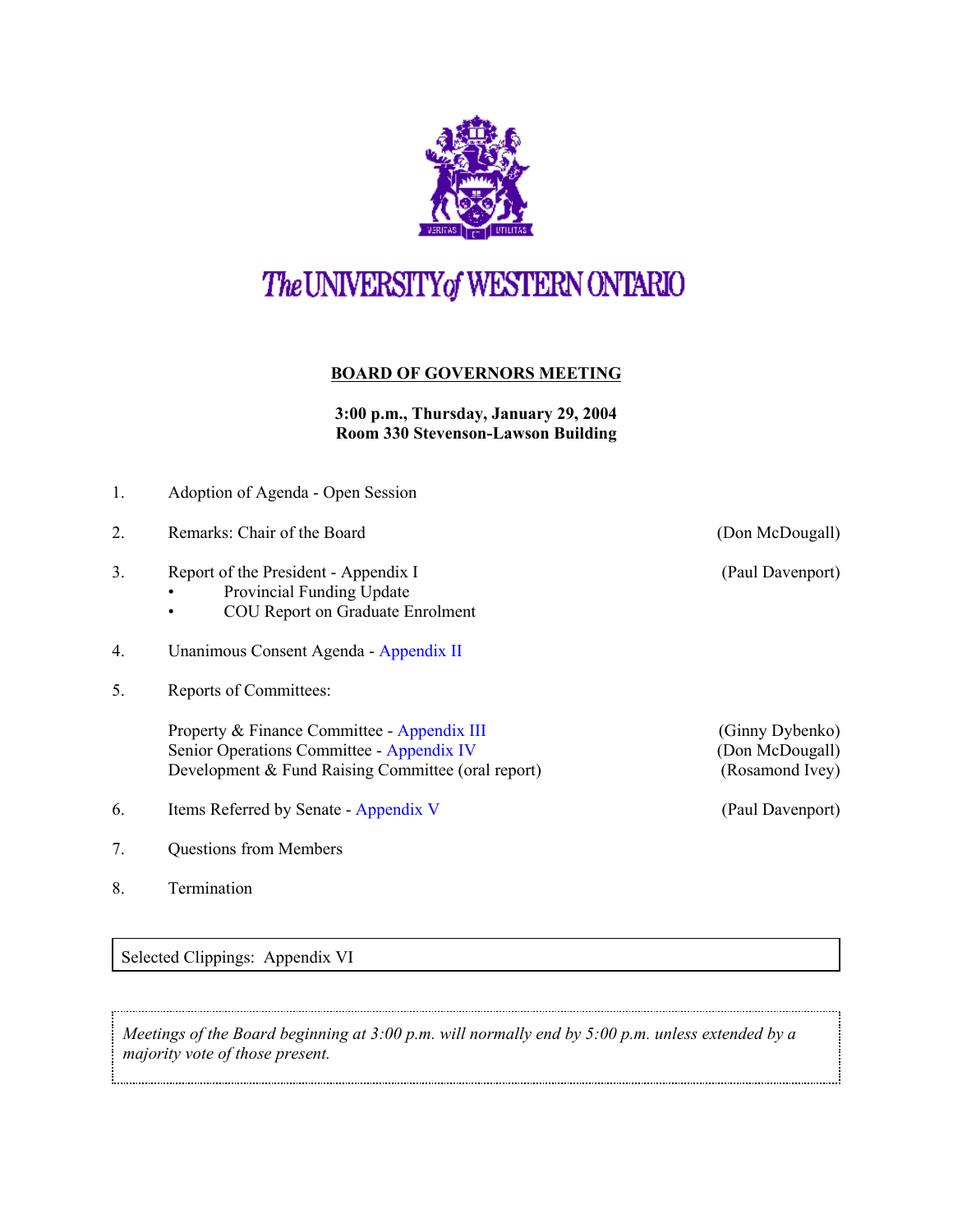# The UNIVERSITY of WESTERN ONTARIO

## BOARD OF GOVERNORS MEETING

**3:00 p.m., Thursday, January 29, 2004**
**Room 330 Stevenson-Lawson Building**

1. Adoption of Agenda - Open Session

2. Remarks: Chair of the Board (Don McDougall)

3. Report of the President - Appendix I (Paul Davenport)
   - Provincial Funding Update
   - COU Report on Graduate Enrolment

4. Unanimous Consent Agenda - Appendix II

5. Reports of Committees:

   Property & Finance Committee - Appendix III (Ginny Dybenko)
   Senior Operations Committee - Appendix IV (Don McDougall)
   Development & Fund Raising Committee (oral report) (Rosamond Ivey)

6. Items Referred by Senate - Appendix V (Paul Davenport)

7. Questions from Members

8. Termination

Selected Clippings: Appendix VI

*Meetings of the Board beginning at 3:00 p.m. will normally end by 5:00 p.m. unless extended by a majority vote of those present.*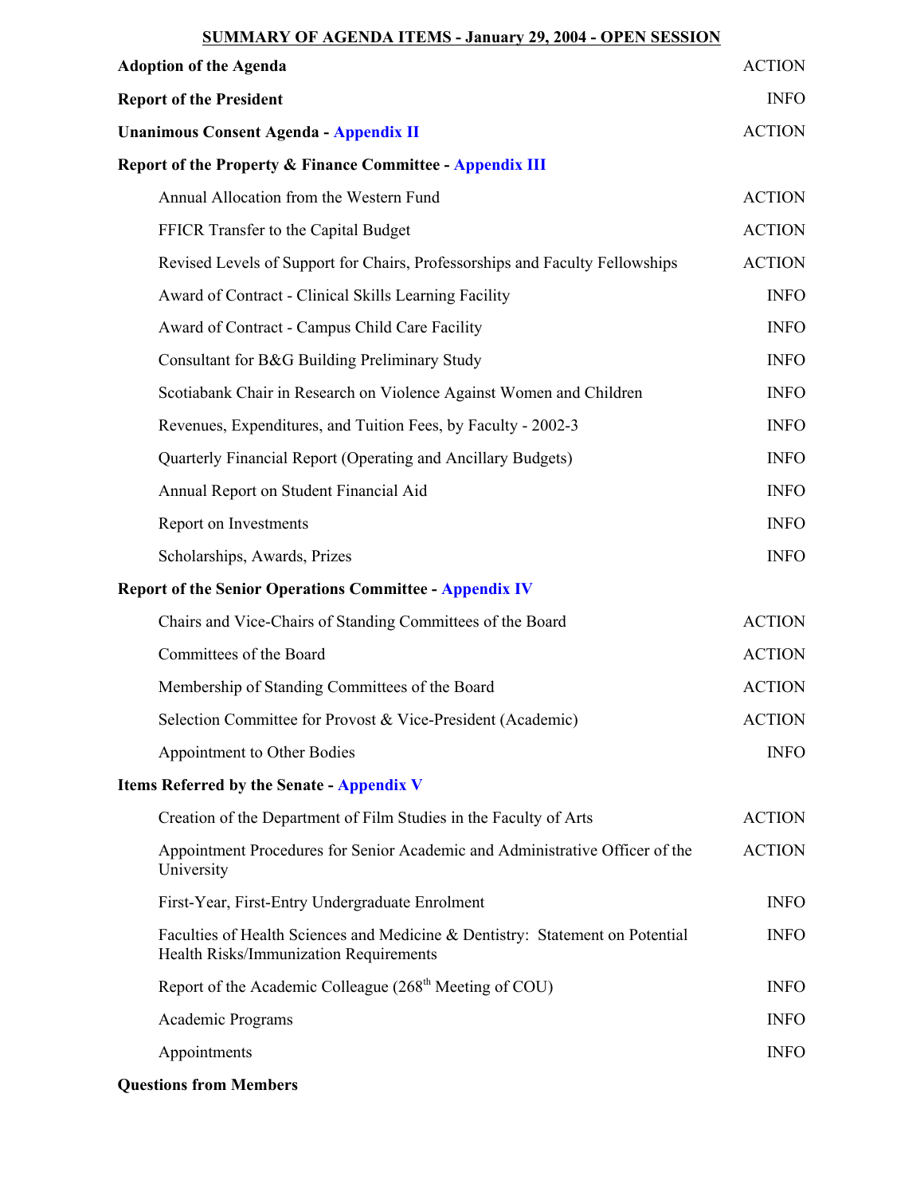## SUMMARY OF AGENDA ITEMS - January 29, 2004 - OPEN SESSION

| | |
|---|---|
| **Adoption of the Agenda** | ACTION |
| **Report of the President** | INFO |
| **Unanimous Consent Agenda - Appendix II** | ACTION |
| **Report of the Property & Finance Committee - Appendix III** | |
| Annual Allocation from the Western Fund | ACTION |
| FFICR Transfer to the Capital Budget | ACTION |
| Revised Levels of Support for Chairs, Professorships and Faculty Fellowships | ACTION |
| Award of Contract - Clinical Skills Learning Facility | INFO |
| Award of Contract - Campus Child Care Facility | INFO |
| Consultant for B&G Building Preliminary Study | INFO |
| Scotiabank Chair in Research on Violence Against Women and Children | INFO |
| Revenues, Expenditures, and Tuition Fees, by Faculty - 2002-3 | INFO |
| Quarterly Financial Report (Operating and Ancillary Budgets) | INFO |
| Annual Report on Student Financial Aid | INFO |
| Report on Investments | INFO |
| Scholarships, Awards, Prizes | INFO |
| **Report of the Senior Operations Committee - Appendix IV** | |
| Chairs and Vice-Chairs of Standing Committees of the Board | ACTION |
| Committees of the Board | ACTION |
| Membership of Standing Committees of the Board | ACTION |
| Selection Committee for Provost & Vice-President (Academic) | ACTION |
| Appointment to Other Bodies | INFO |
| **Items Referred by the Senate - Appendix V** | |
| Creation of the Department of Film Studies in the Faculty of Arts | ACTION |
| Appointment Procedures for Senior Academic and Administrative Officer of the University | ACTION |
| First-Year, First-Entry Undergraduate Enrolment | INFO |
| Faculties of Health Sciences and Medicine & Dentistry: Statement on Potential Health Risks/Immunization Requirements | INFO |
| Report of the Academic Colleague (268th Meeting of COU) | INFO |
| Academic Programs | INFO |
| Appointments | INFO |
| **Questions from Members** | |